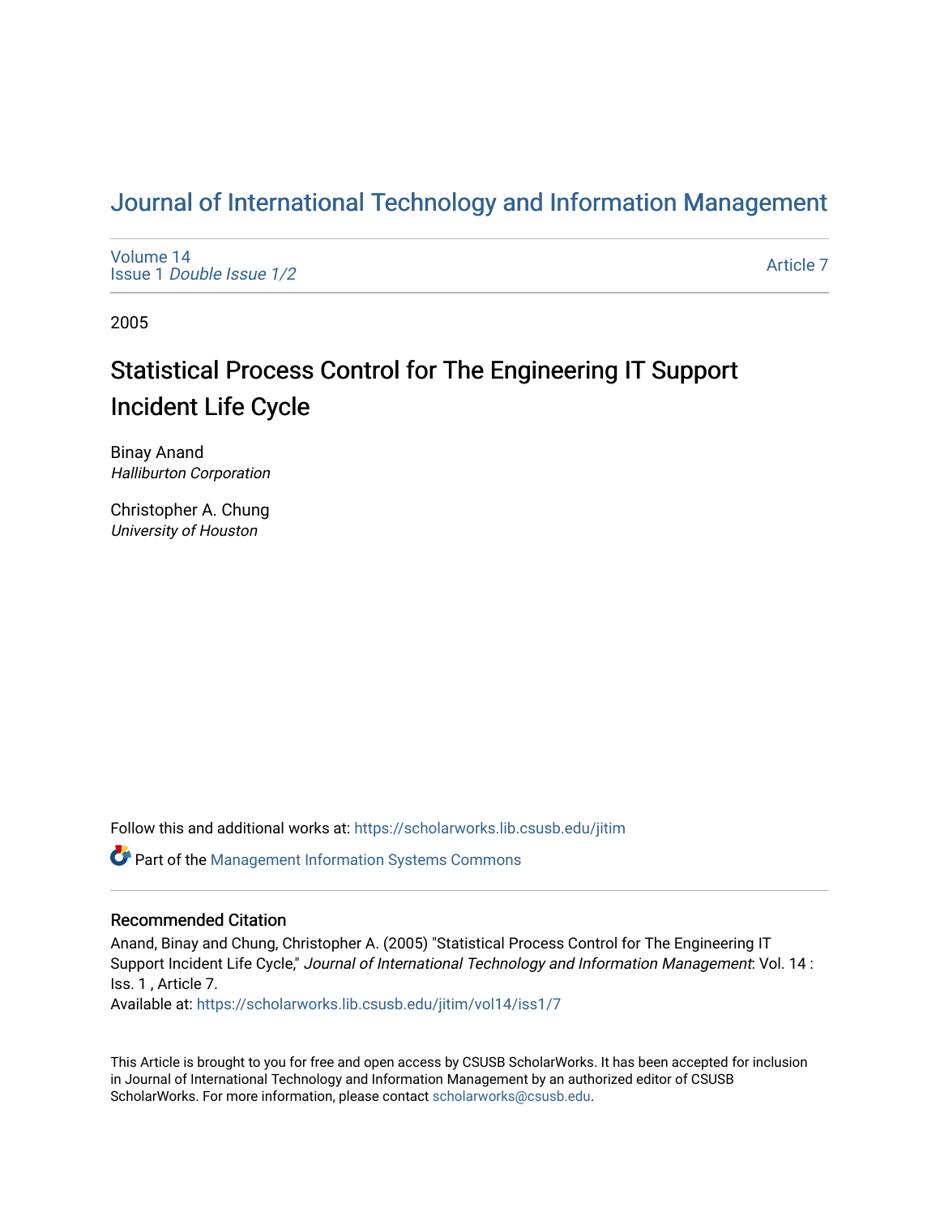# Journal of International Technology and Information Management

Volume 14
Issue 1 *Double Issue 1/2*

Article 7

2005

## Statistical Process Control for The Engineering IT Support Incident Life Cycle

Binay Anand
*Halliburton Corporation*

Christopher A. Chung
*University of Houston*

Follow this and additional works at: https://scholarworks.lib.csusb.edu/jitim

Part of the Management Information Systems Commons

### Recommended Citation

Anand, Binay and Chung, Christopher A. (2005) "Statistical Process Control for The Engineering IT Support Incident Life Cycle," *Journal of International Technology and Information Management*: Vol. 14 : Iss. 1 , Article 7.
Available at: https://scholarworks.lib.csusb.edu/jitim/vol14/iss1/7

This Article is brought to you for free and open access by CSUSB ScholarWorks. It has been accepted for inclusion in Journal of International Technology and Information Management by an authorized editor of CSUSB ScholarWorks. For more information, please contact scholarworks@csusb.edu.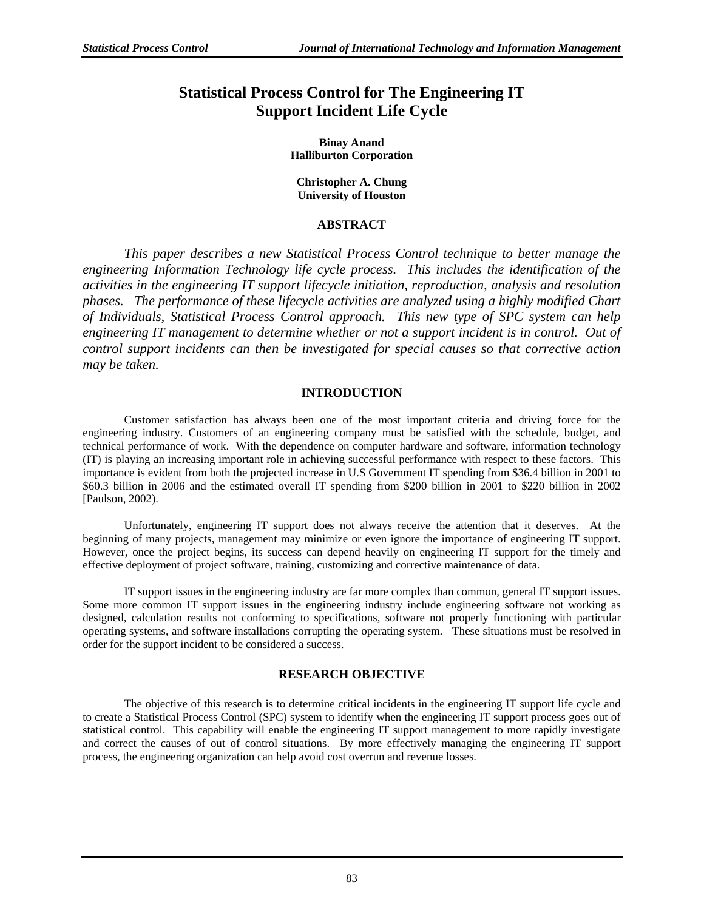# Statistical Process Control for The Engineering IT Support Incident Life Cycle

**Binay Anand**
**Halliburton Corporation**

**Christopher A. Chung**
**University of Houston**

## ABSTRACT

*This paper describes a new Statistical Process Control technique to better manage the engineering Information Technology life cycle process. This includes the identification of the activities in the engineering IT support lifecycle initiation, reproduction, analysis and resolution phases. The performance of these lifecycle activities are analyzed using a highly modified Chart of Individuals, Statistical Process Control approach. This new type of SPC system can help engineering IT management to determine whether or not a support incident is in control. Out of control support incidents can then be investigated for special causes so that corrective action may be taken.*

## INTRODUCTION

Customer satisfaction has always been one of the most important criteria and driving force for the engineering industry. Customers of an engineering company must be satisfied with the schedule, budget, and technical performance of work. With the dependence on computer hardware and software, information technology (IT) is playing an increasing important role in achieving successful performance with respect to these factors. This importance is evident from both the projected increase in U.S Government IT spending from $36.4 billion in 2001 to $60.3 billion in 2006 and the estimated overall IT spending from $200 billion in 2001 to $220 billion in 2002 [Paulson, 2002).

Unfortunately, engineering IT support does not always receive the attention that it deserves. At the beginning of many projects, management may minimize or even ignore the importance of engineering IT support. However, once the project begins, its success can depend heavily on engineering IT support for the timely and effective deployment of project software, training, customizing and corrective maintenance of data.

IT support issues in the engineering industry are far more complex than common, general IT support issues. Some more common IT support issues in the engineering industry include engineering software not working as designed, calculation results not conforming to specifications, software not properly functioning with particular operating systems, and software installations corrupting the operating system. These situations must be resolved in order for the support incident to be considered a success.

## RESEARCH OBJECTIVE

The objective of this research is to determine critical incidents in the engineering IT support life cycle and to create a Statistical Project Control (SPC) system to identify when the engineering IT support process goes out of statistical control. This capability will enable the engineering IT support management to more rapidly investigate and correct the causes of out of control situations. By more effectively managing the engineering IT support process, the engineering organization can help avoid cost overrun and revenue losses.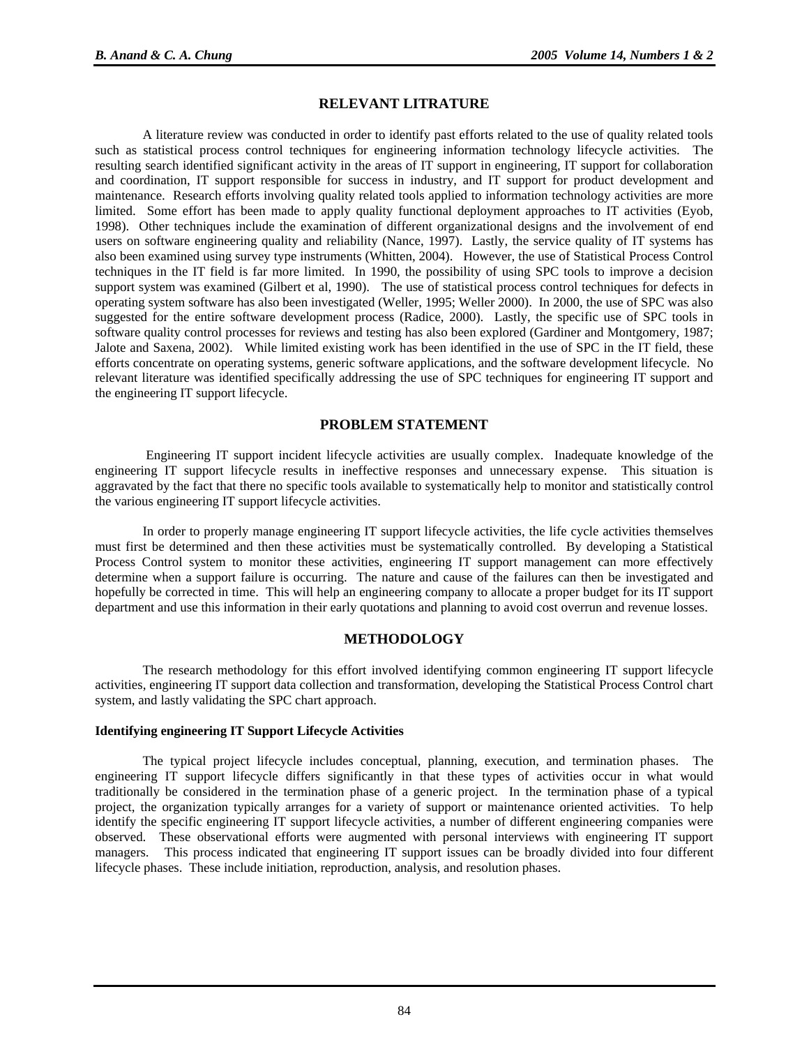## RELEVANT LITRATURE

A literature review was conducted in order to identify past efforts related to the use of quality related tools such as statistical process control techniques for engineering information technology lifecycle activities. The resulting search identified significant activity in the areas of IT support in engineering, IT support for collaboration and coordination, IT support responsible for success in industry, and IT support for product development and maintenance. Research efforts involving quality related tools applied to information technology activities are more limited. Some effort has been made to apply quality functional deployment approaches to IT activities (Eyob, 1998). Other techniques include the examination of different organizational designs and the involvement of end users on software engineering quality and reliability (Nance, 1997). Lastly, the service quality of IT systems has also been examined using survey type instruments (Whitten, 2004). However, the use of Statistical Process Control techniques in the IT field is far more limited. In 1990, the possibility of using SPC tools to improve a decision support system was examined (Gilbert et al, 1990). The use of statistical process control techniques for defects in operating system software has also been investigated (Weller, 1995; Weller 2000). In 2000, the use of SPC was also suggested for the entire software development process (Radice, 2000). Lastly, the specific use of SPC tools in software quality control processes for reviews and testing has also been explored (Gardiner and Montgomery, 1987; Jalote and Saxena, 2002). While limited existing work has been identified in the use of SPC in the IT field, these efforts concentrate on operating systems, generic software applications, and the software development lifecycle. No relevant literature was identified specifically addressing the use of SPC techniques for engineering IT support and the engineering IT support lifecycle.

## PROBLEM STATEMENT

Engineering IT support incident lifecycle activities are usually complex. Inadequate knowledge of the engineering IT support lifecycle results in ineffective responses and unnecessary expense. This situation is aggravated by the fact that there no specific tools available to systematically help to monitor and statistically control the various engineering IT support lifecycle activities.

In order to properly manage engineering IT support lifecycle activities, the life cycle activities themselves must first be determined and then these activities must be systematically controlled. By developing a Statistical Process Control system to monitor these activities, engineering IT support management can more effectively determine when a support failure is occurring. The nature and cause of the failures can then be investigated and hopefully be corrected in time. This will help an engineering company to allocate a proper budget for its IT support department and use this information in their early quotations and planning to avoid cost overrun and revenue losses.

## METHODOLOGY

The research methodology for this effort involved identifying common engineering IT support lifecycle activities, engineering IT support data collection and transformation, developing the Statistical Process Control chart system, and lastly validating the SPC chart approach.

### Identifying engineering IT Support Lifecycle Activities

The typical project lifecycle includes conceptual, planning, execution, and termination phases. The engineering IT support lifecycle differs significantly in that these types of activities occur in what would traditionally be considered in the termination phase of a generic project. In the termination phase of a typical project, the organization typically arranges for a variety of support or maintenance oriented activities. To help identify the specific engineering IT support lifecycle activities, a number of different engineering companies were observed. These observational efforts were augmented with personal interviews with engineering IT support managers. This process indicated that engineering IT support issues can be broadly divided into four different lifecycle phases. These include initiation, reproduction, analysis, and resolution phases.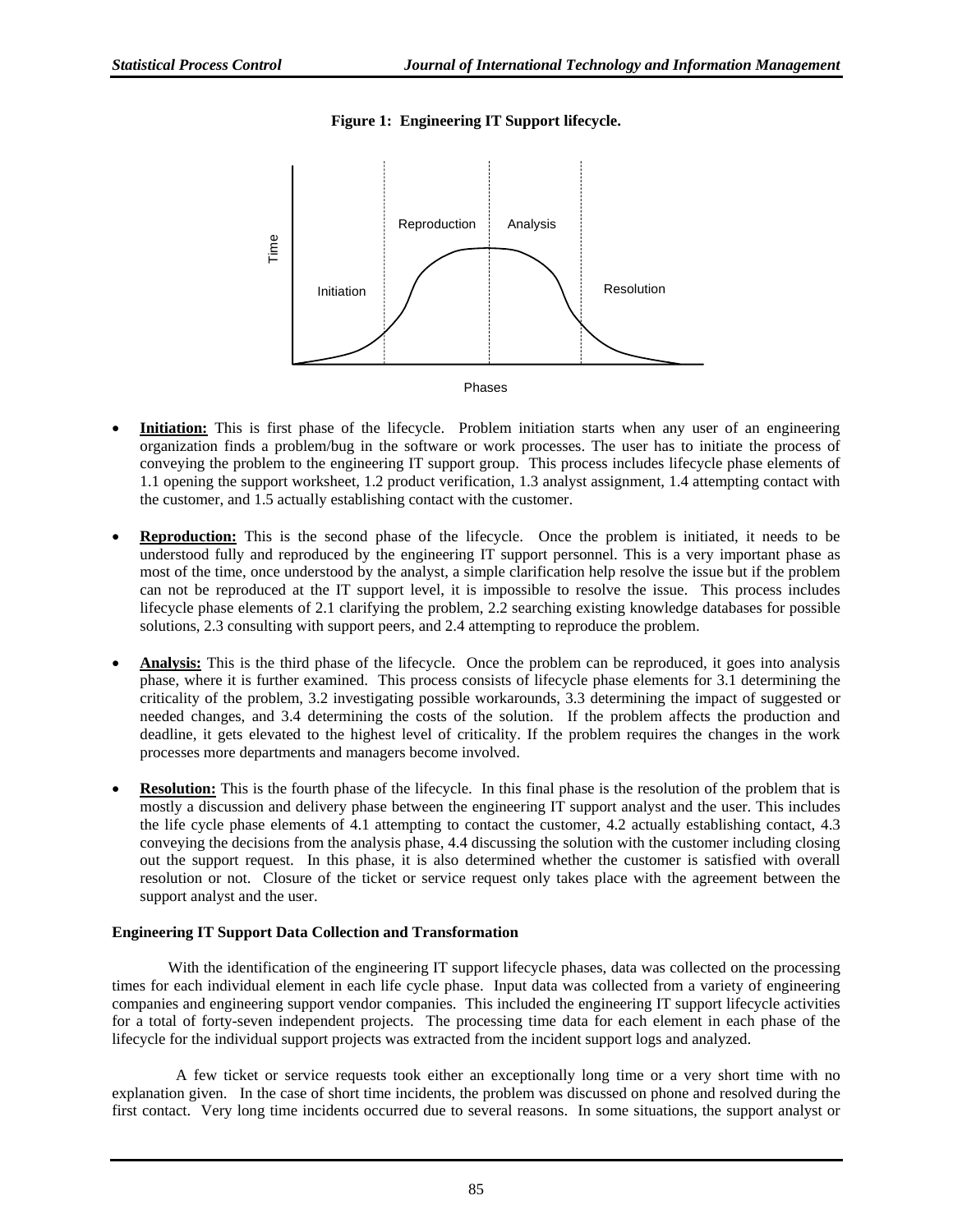**Figure 1: Engineering IT Support lifecycle.**

- **Initiation:** This is first phase of the lifecycle. Problem initiation starts when any user of an engineering organization finds a problem/bug in the software or work processes. The user has to initiate the process of conveying the problem to the engineering IT support group. This process includes lifecycle phase elements of 1.1 opening the support worksheet, 1.2 product verification, 1.3 analyst assignment, 1.4 attempting contact with the customer, and 1.5 actually establishing contact with the customer.

- **Reproduction:** This is the second phase of the lifecycle. Once the problem is initiated, it needs to be understood fully and reproduced by the engineering IT support personnel. This is a very important phase as most of the time, once understood by the analyst, a simple clarification help resolve the issue but if the problem can not be reproduced at the IT support level, it is impossible to resolve the issue. This process includes lifecycle phase elements of 2.1 clarifying the problem, 2.2 searching existing knowledge databases for possible solutions, 2.3 consulting with support peers, and 2.4 attempting to reproduce the problem.

- **Analysis:** This is the third phase of the lifecycle. Once the problem can be reproduced, it goes into analysis phase, where it is further examined. This process consists of lifecycle phase elements for 3.1 determining the criticality of the problem, 3.2 investigating possible workarounds, 3.3 determining the impact of suggested or needed changes, and 3.4 determining the costs of the solution. If the problem affects the production and deadline, it gets elevated to the highest level of criticality. If the problem requires the changes in the work processes more departments and managers become involved.

- **Resolution:** This is the fourth phase of the lifecycle. In this final phase is the resolution of the problem that is mostly a discussion and delivery phase between the engineering IT support analyst and the user. This includes the life cycle phase elements of 4.1 attempting to contact the customer, 4.2 actually establishing contact, 4.3 conveying the decisions from the analysis phase, 4.4 discussing the solution with the customer including closing out the support request. In this phase, it is also determined whether the customer is satisfied with overall resolution or not. Closure of the ticket or service request only takes place with the agreement between the support analyst and the user.

**Engineering IT Support Data Collection and Transformation**

With the identification of the engineering IT support lifecycle phases, data was collected on the processing times for each individual element in each life cycle phase. Input data was collected from a variety of engineering companies and engineering support vendor companies. This included the engineering IT support lifecycle activities for a total of forty-seven independent projects. The processing time data for each element in each phase of the lifecycle for the individual support projects was extracted from the incident support logs and analyzed.

A few ticket or service requests took either an exceptionally long time or a very short time with no explanation given. In the case of short time incidents, the problem was discussed on phone and resolved during the first contact. Very long time incidents occurred due to several reasons. In some situations, the support analyst or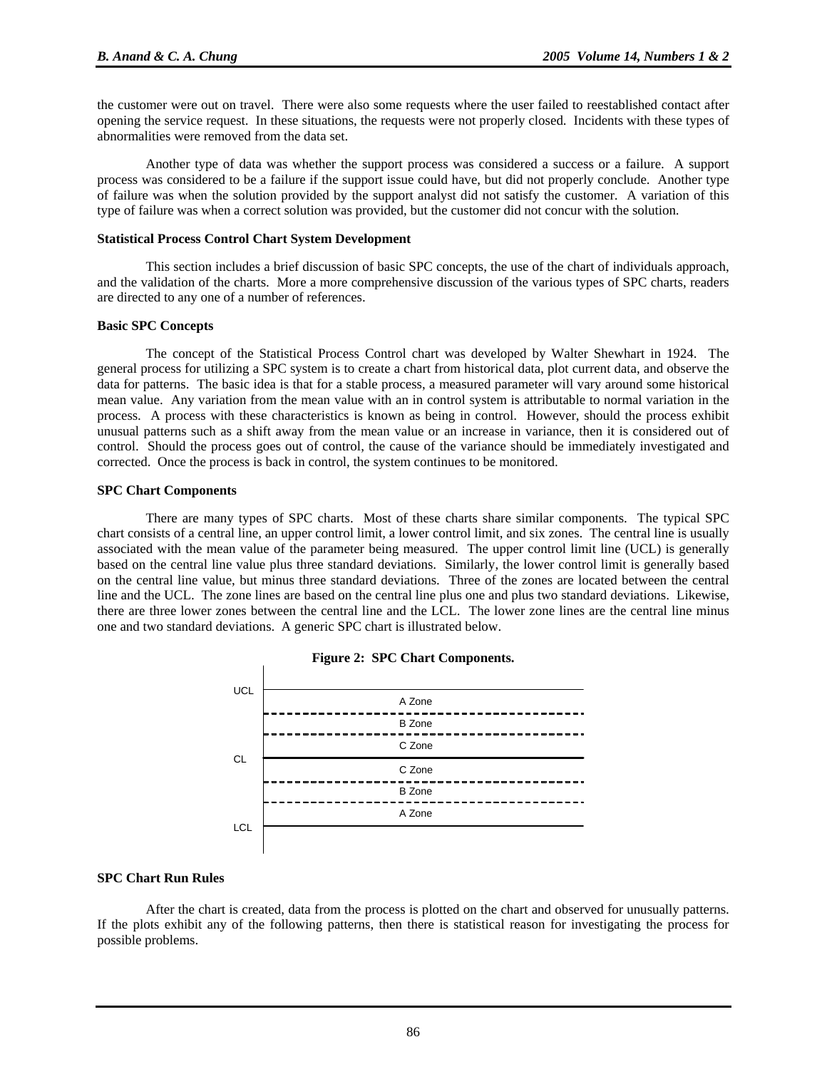the customer were out on travel. There were also some requests where the user failed to reestablished contact after opening the service request. In these situations, the requests were not properly closed. Incidents with these types of abnormalities were removed from the data set.

Another type of data was whether the support process was considered a success or a failure. A support process was considered to be a failure if the support issue could have, but did not properly conclude. Another type of failure was when the solution provided by the support analyst did not satisfy the customer. A variation of this type of failure was when a correct solution was provided, but the customer did not concur with the solution.

**Statistical Process Control Chart System Development**

This section includes a brief discussion of basic SPC concepts, the use of the chart of individuals approach, and the validation of the charts. More a more comprehensive discussion of the various types of SPC charts, readers are directed to any one of a number of references.

**Basic SPC Concepts**

The concept of the Statistical Process Control chart was developed by Walter Shewhart in 1924. The general process for utilizing a SPC system is to create a chart from historical data, plot current data, and observe the data for patterns. The basic idea is that for a stable process, a measured parameter will vary around some historical mean value. Any variation from the mean value with an in control system is attributable to normal variation in the process. A process with these characteristics is known as being in control. However, should the process exhibit unusual patterns such as a shift away from the mean value or an increase in variance, then it is considered out of control. Should the process goes out of control, the cause of the variance should be immediately investigated and corrected. Once the process is back in control, the system continues to be monitored.

**SPC Chart Components**

There are many types of SPC charts. Most of these charts share similar components. The typical SPC chart consists of a central line, an upper control limit, a lower control limit, and six zones. The central line is usually associated with the mean value of the parameter being measured. The upper control limit line (UCL) is generally based on the central line value plus three standard deviations. Similarly, the lower control limit is generally based on the central line value, but minus three standard deviations. Three of the zones are located between the central line and the UCL. The zone lines are based on the central line plus one and plus two standard deviations. Likewise, there are three lower zones between the central line and the LCL. The lower zone lines are the central line minus one and two standard deviations. A generic SPC chart is illustrated below.

**Figure 2: SPC Chart Components.**

| Line | Zone |
| --- | --- |
| UCL | |
| | A Zone |
| | B Zone |
| | C Zone |
| CL | |
| | C Zone |
| | B Zone |
| | A Zone |
| LCL | |

**SPC Chart Run Rules**

After the chart is created, data from the process is plotted on the chart and observed for unusually patterns. If the plots exhibit any of the following patterns, then there is statistical reason for investigating the process for possible problems.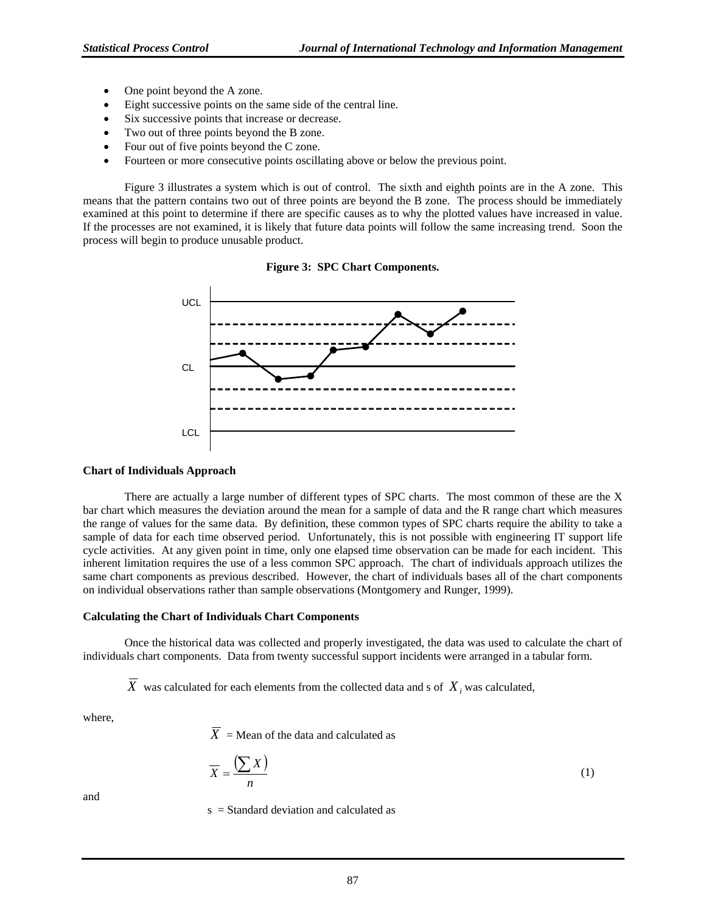- One point beyond the A zone.
- Eight successive points on the same side of the central line.
- Six successive points that increase or decrease.
- Two out of three points beyond the B zone.
- Four out of five points beyond the C zone.
- Fourteen or more consecutive points oscillating above or below the previous point.

Figure 3 illustrates a system which is out of control. The sixth and eighth points are in the A zone. This means that the pattern contains two out of three points are beyond the B zone. The process should be immediately examined at this point to determine if there are specific causes as to why the plotted values have increased in value. If the processes are not examined, it is likely that future data points will follow the same increasing trend. Soon the process will begin to produce unusable product.

**Figure 3: SPC Chart Components.**

### Chart of Individuals Approach

There are actually a large number of different types of SPC charts. The most common of these are the X bar chart which measures the deviation around the mean for a sample of data and the R range chart which measures the range of values for the same data. By definition, these common types of SPC charts require the ability to take a sample of data for each time observed period. Unfortunately, this is not possible with engineering IT support life cycle activities. At any given point in time, only one elapsed time observation can be made for each incident. This inherent limitation requires the use of a less common SPC approach. The chart of individuals approach utilizes the same chart components as previous described. However, the chart of individuals bases all of the chart components on individual observations rather than sample observations (Montgomery and Runger, 1999).

### Calculating the Chart of Individuals Chart Components

Once the historical data was collected and properly investigated, the data was used to calculate the chart of individuals chart components. Data from twenty successful support incidents were arranged in a tabular form.

$\overline{X}$ was calculated for each elements from the collected data and s of $X_i$ was calculated,

where,

$\overline{X}$ = Mean of the data and calculated as

$$\overline{X} = \frac{\left(\sum X\right)}{n} \tag{1}$$

and

s = Standard deviation and calculated as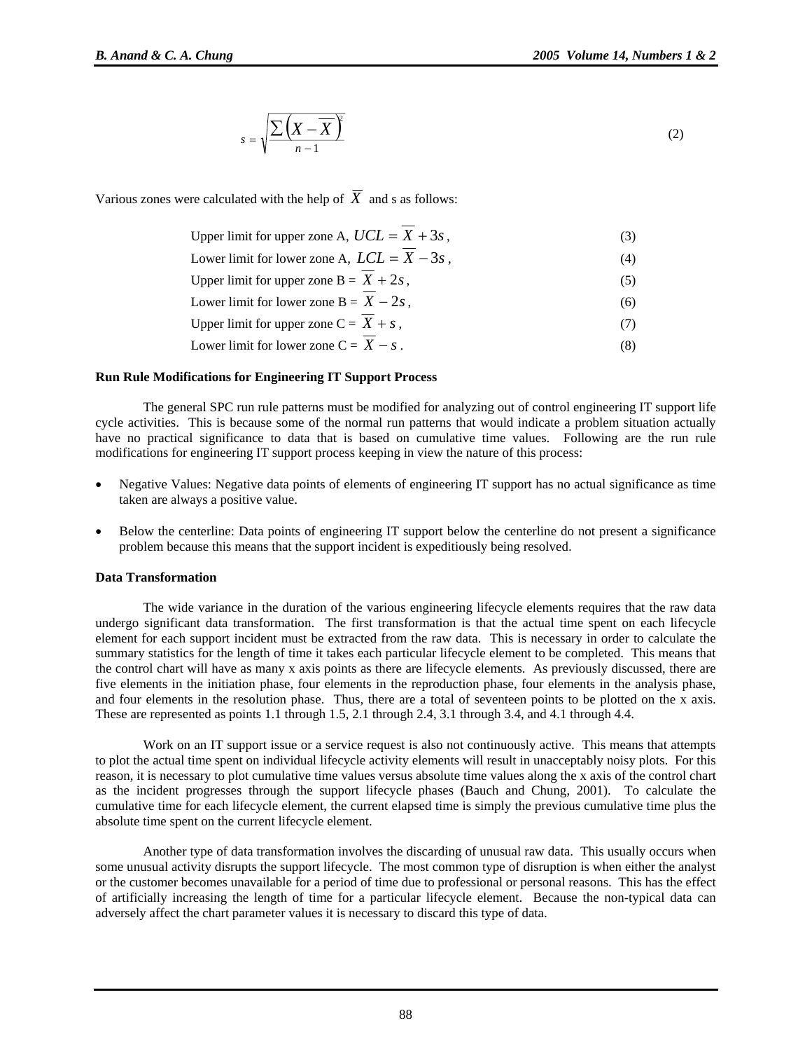$$s = \sqrt{\frac{\sum\left(X - \overline{X}\right)^2}{n-1}} \tag{2}$$

Various zones were calculated with the help of $\overline{X}$ and s as follows:

Upper limit for upper zone A, $UCL = \overline{X} + 3s$, (3)

Lower limit for lower zone A, $LCL = \overline{X} - 3s$, (4)

Upper limit for upper zone B = $\overline{X} + 2s$, (5)

Lower limit for lower zone B = $\overline{X} - 2s$, (6)

Upper limit for upper zone C = $\overline{X} + s$, (7)

Lower limit for lower zone C = $\overline{X} - s$. (8)

**Run Rule Modifications for Engineering IT Support Process**

The general SPC run rule patterns must be modified for analyzing out of control engineering IT support life cycle activities. This is because some of the normal run patterns that would indicate a problem situation actually have no practical significance to data that is based on cumulative time values. Following are the run rule modifications for engineering IT support process keeping in view the nature of this process:

- Negative Values: Negative data points of elements of engineering IT support has no actual significance as time taken are always a positive value.
- Below the centerline: Data points of engineering IT support below the centerline do not present a significance problem because this means that the support incident is expeditiously being resolved.

**Data Transformation**

The wide variance in the duration of the various engineering lifecycle elements requires that the raw data undergo significant data transformation. The first transformation is that the actual time spent on each lifecycle element for each support incident must be extracted from the raw data. This is necessary in order to calculate the summary statistics for the length of time it takes each particular lifecycle element to be completed. This means that the control chart will have as many x axis points as there are lifecycle elements. As previously discussed, there are five elements in the initiation phase, four elements in the reproduction phase, four elements in the analysis phase, and four elements in the resolution phase. Thus, there are a total of seventeen points to be plotted on the x axis. These are represented as points 1.1 through 1.5, 2.1 through 2.4, 3.1 through 3.4, and 4.1 through 4.4.

Work on an IT support issue or a service request is also not continuously active. This means that attempts to plot the actual time spent on individual lifecycle activity elements will result in unacceptably noisy plots. For this reason, it is necessary to plot cumulative time values versus absolute time values along the x axis of the control chart as the incident progresses through the support lifecycle phases (Bauch and Chung, 2001). To calculate the cumulative time for each lifecycle element, the current elapsed time is simply the previous cumulative time plus the absolute time spent on the current lifecycle element.

Another type of data transformation involves the discarding of unusual raw data. This usually occurs when some unusual activity disrupts the support lifecycle. The most common type of disruption is when either the analyst or the customer becomes unavailable for a period of time due to professional or personal reasons. This has the effect of artificially increasing the length of time for a particular lifecycle element. Because the non-typical data can adversely affect the chart parameter values it is necessary to discard this type of data.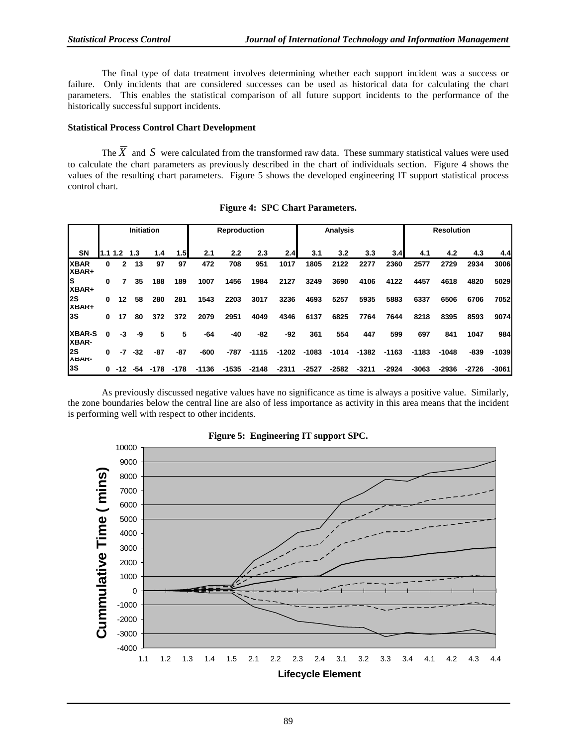The final type of data treatment involves determining whether each support incident was a success or failure. Only incidents that are considered successes can be used as historical data for calculating the chart parameters. This enables the statistical comparison of all future support incidents to the performance of the historically successful support incidents.

**Statistical Process Control Chart Development**

The $\overline{X}$ and $S$ were calculated from the transformed raw data. These summary statistical values were used to calculate the chart parameters as previously described in the chart of individuals section. Figure 4 shows the values of the resulting chart parameters. Figure 5 shows the developed engineering IT support statistical process control chart.

**Figure 4: SPC Chart Parameters.**

| | Initiation | | | | | Reproduction | | | | Analysis | | | | Resolution | | | |
|---|---|---|---|---|---|---|---|---|---|---|---|---|---|---|---|---|---|
| SN | 1.1 | 1.2 | 1.3 | 1.4 | 1.5 | 2.1 | 2.2 | 2.3 | 2.4 | 3.1 | 3.2 | 3.3 | 3.4 | 4.1 | 4.2 | 4.3 | 4.4 |
| XBAR | 0 | 2 | 13 | 97 | 97 | 472 | 708 | 951 | 1017 | 1805 | 2122 | 2277 | 2360 | 2577 | 2729 | 2934 | 3006 |
| XBAR+S | 0 | 7 | 35 | 188 | 189 | 1007 | 1456 | 1984 | 2127 | 3249 | 3690 | 4106 | 4122 | 4457 | 4618 | 4820 | 5029 |
| XBAR+2S | 0 | 12 | 58 | 280 | 281 | 1543 | 2203 | 3017 | 3236 | 4693 | 5257 | 5935 | 5883 | 6337 | 6506 | 6706 | 7052 |
| XBAR+3S | 0 | 17 | 80 | 372 | 372 | 2079 | 2951 | 4049 | 4346 | 6137 | 6825 | 7764 | 7644 | 8218 | 8395 | 8593 | 9074 |
| XBAR-S | 0 | -3 | -9 | 5 | 5 | -64 | -40 | -82 | -92 | 361 | 554 | 447 | 599 | 697 | 841 | 1047 | 984 |
| XBAR-2S | 0 | -7 | -32 | -87 | -87 | -600 | -787 | -1115 | -1202 | -1083 | -1014 | -1382 | -1163 | -1183 | -1048 | -839 | -1039 |
| XBAR-3S | 0 | -12 | -54 | -178 | -178 | -1136 | -1535 | -2148 | -2311 | -2527 | -2582 | -3211 | -2924 | -3063 | -2936 | -2726 | -3061 |

As previously discussed negative values have no significance as time is always a positive value. Similarly, the zone boundaries below the central line are also of less importance as activity in this area means that the incident is performing well with respect to other incidents.

**Figure 5: Engineering IT support SPC.**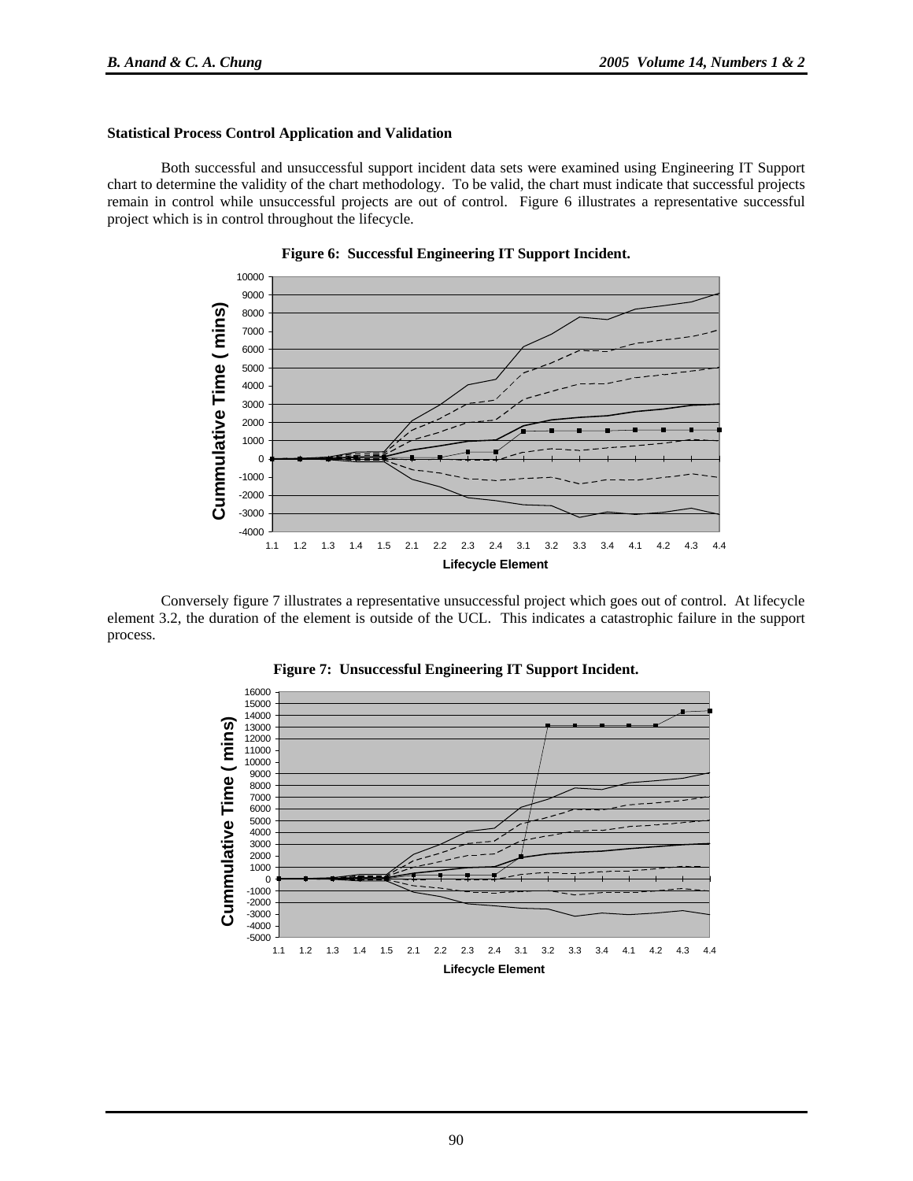### Statistical Process Control Application and Validation

Both successful and unsuccessful support incident data sets were examined using Engineering IT Support chart to determine the validity of the chart methodology. To be valid, the chart must indicate that successful projects remain in control while unsuccessful projects are out of control. Figure 6 illustrates a representative successful project which is in control throughout the lifecycle.

**Figure 6: Successful Engineering IT Support Incident.**

Conversely figure 7 illustrates a representative unsuccessful project which goes out of control. At lifecycle element 3.2, the duration of the element is outside of the UCL. This indicates a catastrophic failure in the support process.

**Figure 7: Unsuccessful Engineering IT Support Incident.**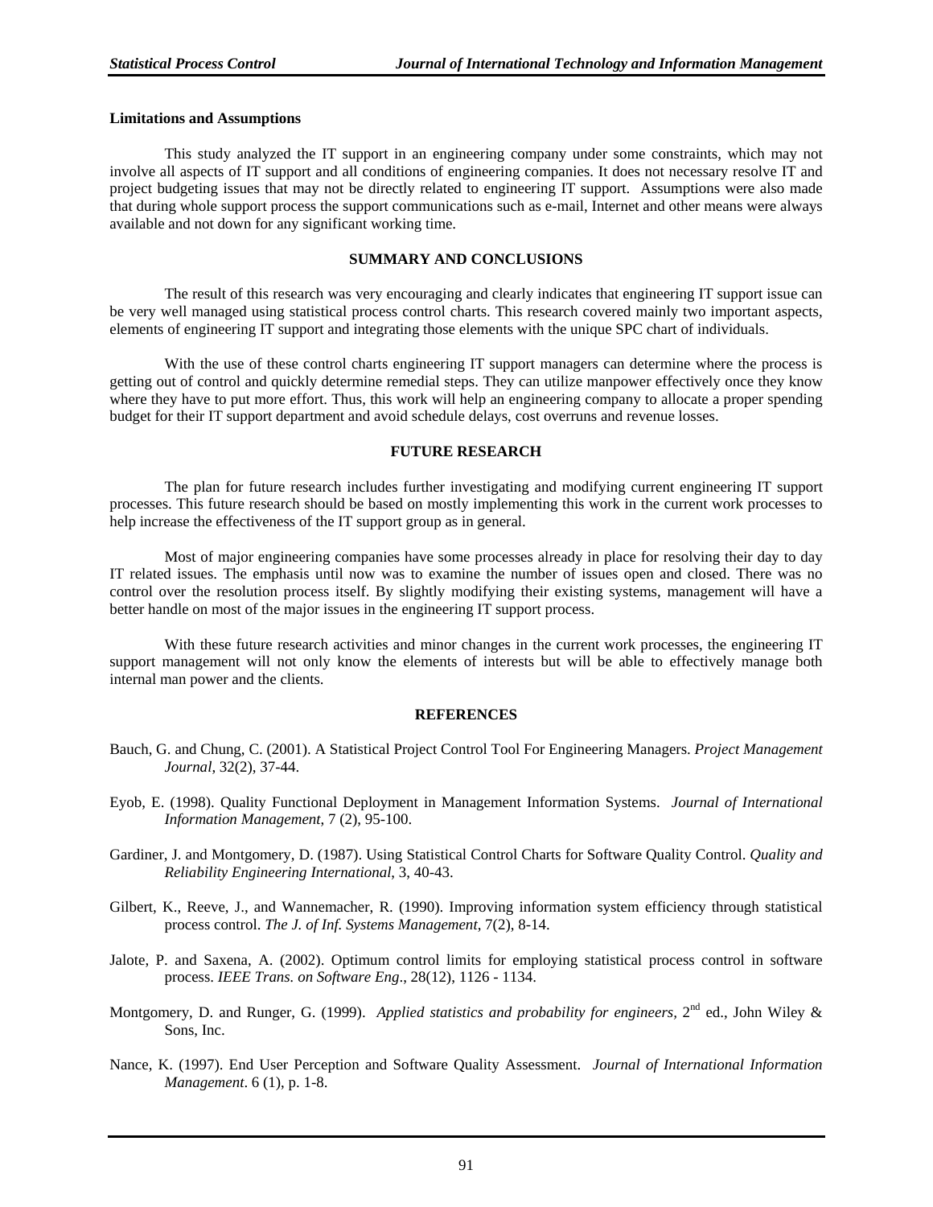**Limitations and Assumptions**

This study analyzed the IT support in an engineering company under some constraints, which may not involve all aspects of IT support and all conditions of engineering companies. It does not necessary resolve IT and project budgeting issues that may not be directly related to engineering IT support. Assumptions were also made that during whole support process the support communications such as e-mail, Internet and other means were always available and not down for any significant working time.

## SUMMARY AND CONCLUSIONS

The result of this research was very encouraging and clearly indicates that engineering IT support issue can be very well managed using statistical process control charts. This research covered mainly two important aspects, elements of engineering IT support and integrating those elements with the unique SPC chart of individuals.

With the use of these control charts engineering IT support managers can determine where the process is getting out of control and quickly determine remedial steps. They can utilize manpower effectively once they know where they have to put more effort. Thus, this work will help an engineering company to allocate a proper spending budget for their IT support department and avoid schedule delays, cost overruns and revenue losses.

## FUTURE RESEARCH

The plan for future research includes further investigating and modifying current engineering IT support processes. This future research should be based on mostly implementing this work in the current work processes to help increase the effectiveness of the IT support group as in general.

Most of major engineering companies have some processes already in place for resolving their day to day IT related issues. The emphasis until now was to examine the number of issues open and closed. There was no control over the resolution process itself. By slightly modifying their existing systems, management will have a better handle on most of the major issues in the engineering IT support process.

With these future research activities and minor changes in the current work processes, the engineering IT support management will not only know the elements of interests but will be able to effectively manage both internal man power and the clients.

## REFERENCES

Bauch, G. and Chung, C. (2001). A Statistical Project Control Tool For Engineering Managers. *Project Management Journal*, 32(2), 37-44.

Eyob, E. (1998). Quality Functional Deployment in Management Information Systems. *Journal of International Information Management,* 7 (2), 95-100.

Gardiner, J. and Montgomery, D. (1987). Using Statistical Control Charts for Software Quality Control. *Quality and Reliability Engineering International*, 3, 40-43.

Gilbert, K., Reeve, J., and Wannemacher, R. (1990). Improving information system efficiency through statistical process control. *The J. of Inf. Systems Management*, 7(2), 8-14.

Jalote, P. and Saxena, A. (2002). Optimum control limits for employing statistical process control in software process. *IEEE Trans. on Software Eng*., 28(12), 1126 - 1134.

Montgomery, D. and Runger, G. (1999). *Applied statistics and probability for engineers,* 2nd ed., John Wiley & Sons, Inc.

Nance, K. (1997). End User Perception and Software Quality Assessment. *Journal of International Information Management*. 6 (1), p. 1-8.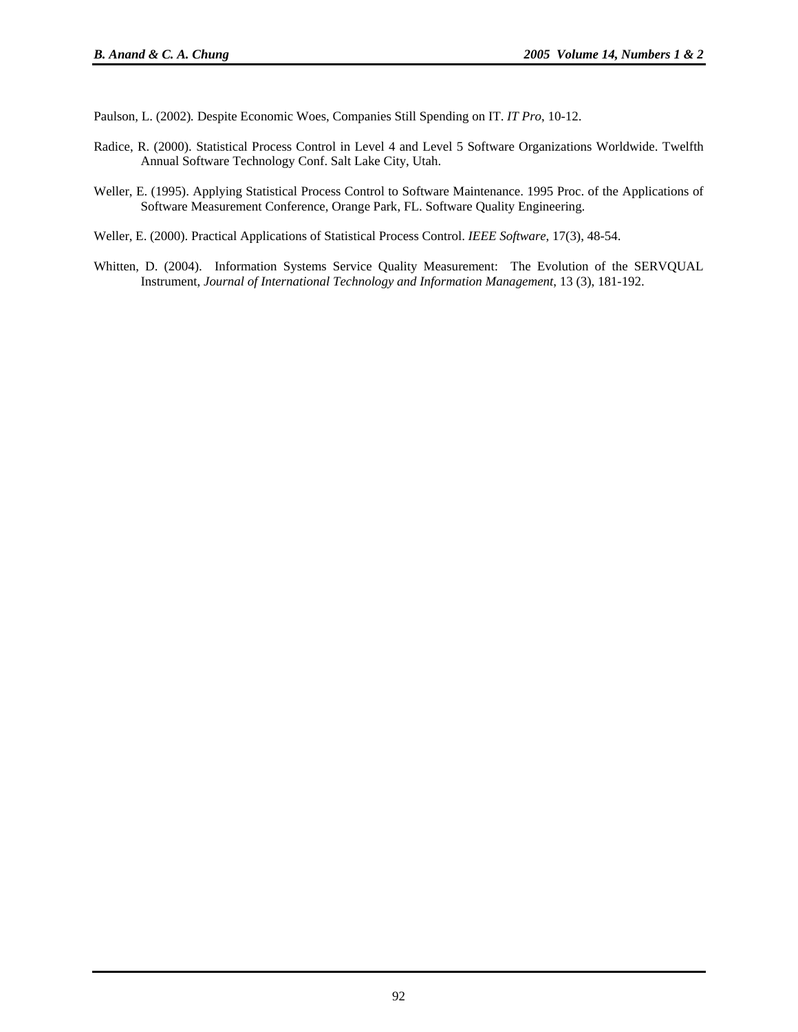Paulson, L. (2002). Despite Economic Woes, Companies Still Spending on IT. *IT Pro*, 10-12.

Radice, R. (2000). Statistical Process Control in Level 4 and Level 5 Software Organizations Worldwide. Twelfth Annual Software Technology Conf. Salt Lake City, Utah.

Weller, E. (1995). Applying Statistical Process Control to Software Maintenance. 1995 Proc. of the Applications of Software Measurement Conference, Orange Park, FL. Software Quality Engineering.

Weller, E. (2000). Practical Applications of Statistical Process Control. *IEEE Software*, 17(3), 48-54.

Whitten, D. (2004). Information Systems Service Quality Measurement: The Evolution of the SERVQUAL Instrument, *Journal of International Technology and Information Management*, 13 (3), 181-192.